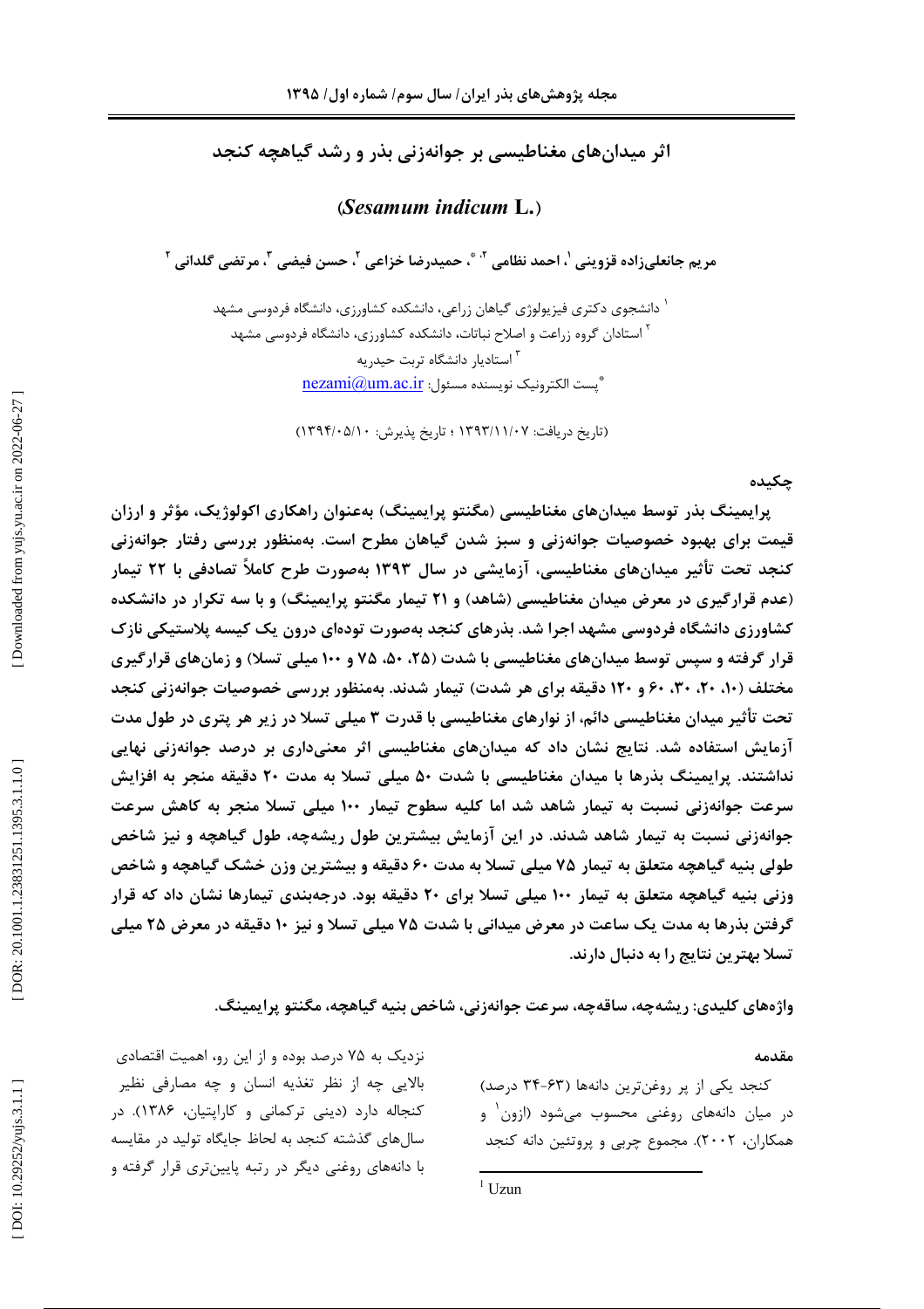# اثر میدان‌های مغناطیسی بر جوانه‌زنی بذر و رشد گیاهچه کنجد

## (*Sesamum indicum* L.)

**مریم جانعلی‌زاده قزوینی [1]، احمد نظامی [2،\*]، حمیدرضا خزاعی [2]، حسن فیضی [3]، مرتضی گلدانی [2]**

[1] دانشجوی دکتری فیزیولوژی گیاهان زراعی، دانشکده کشاورزی، دانشگاه فردوسی مشهد

[2] استادان گروه زراعت و اصلاح نباتات، دانشکده کشاورزی، دانشگاه فردوسی مشهد

[3] استادیار دانشگاه تربت حیدریه

\*پست الکترونیک نویسنده مسئول: nezami@um.ac.ir

(تاریخ دریافت: ۱۳۹۳/۱۱/۰۷ ؛ تاریخ پذیرش: ۱۳۹۴/۰۵/۱۰)

### چکیده

**پرایمینگ بذر توسط میدان‌های مغناطیسی (مگنتو پرایمینگ) به‌عنوان راهکاری اکولوژیک، مؤثر و ارزان قیمت برای بهبود خصوصیات جوانه‌زنی و سبز شدن گیاهان مطرح است. به‌منظور بررسی رفتار جوانه‌زنی کنجد تحت تأثیر میدان‌های مغناطیسی، آزمایشی در سال ۱۳۹۳ به‌صورت طرح کاملاً تصادفی با ۲۲ تیمار (عدم قرارگیری در معرض میدان مغناطیسی (شاهد) و ۲۱ تیمار مگنتو پرایمینگ) و با سه تکرار در دانشکده کشاورزی دانشگاه فردوسی مشهد اجرا شد. بذرهای کنجد به‌صورت توده‌ای درون یک کیسه پلاستیکی نازک قرار گرفته و سپس توسط میدان‌های مغناطیسی با شدت (۲۵، ۵۰، ۷۵ و ۱۰۰ میلی تسلا) و زمان‌های قرارگیری مختلف (۱۰، ۲۰، ۳۰، ۶۰ و ۱۲۰ دقیقه برای هر شدت) تیمار شدند. به‌منظور بررسی خصوصیات جوانه‌زنی کنجد تحت تأثیر میدان مغناطیسی دائم، از نوارهای مغناطیسی با قدرت ۳ میلی تسلا در زیر هر پتری در طول مدت آزمایش استفاده شد. نتایج نشان داد که میدان‌های مغناطیسی اثر معنی‌داری بر درصد جوانه‌زنی نهایی نداشتند. پرایمینگ بذرها با میدان مغناطیسی با شدت ۵۰ میلی تسلا به مدت ۲۰ دقیقه منجر به افزایش سرعت جوانه‌زنی نسبت به تیمار شاهد شد اما کلیه سطوح تیمار ۱۰۰ میلی تسلا منجر به کاهش سرعت جوانه‌زنی نسبت به تیمار شاهد شدند. در این آزمایش بیشترین طول ریشه‌چه، طول گیاهچه و نیز شاخص طولی بنیه گیاهچه متعلق به تیمار ۷۵ میلی تسلا به مدت ۶۰ دقیقه و بیشترین وزن خشک گیاهچه و شاخص وزنی بنیه گیاهچه متعلق به تیمار ۱۰۰ میلی تسلا برای ۲۰ دقیقه بود. درجه‌بندی تیمارها نشان داد که قرار گرفتن بذرها به مدت یک ساعت در معرض میدانی با شدت ۷۵ میلی تسلا و نیز ۱۰ دقیقه در معرض ۲۵ میلی تسلا بهترین نتایج را به دنبال دارند.**

**واژه‌های کلیدی: ریشه‌چه، ساقه‌چه، سرعت جوانه‌زنی، شاخص بنیه گیاهچه، مگنتو پرایمینگ.**

### مقدمه

کنجد یکی از پر روغن‌ترین دانه‌ها (۶۳-۳۴ درصد) در میان دانه‌های روغنی محسوب می‌شود (ازون[1] و همکاران، ۲۰۰۲). مجموع چربی و پروتئین دانه کنجد نزدیک به ۷۵ درصد بوده و از این رو، اهمیت اقتصادی بالایی چه از نظر تغذیه انسان و چه مصارفی نظیر کنجاله دارد (دینی ترکمانی و کاراپتیان، ۱۳۸۶). در سال‌های گذشته کنجد به لحاظ جایگاه تولید در مقایسه با دانه‌های روغنی دیگر در رتبه پایین‌تری قرار گرفته و

[1] Uzun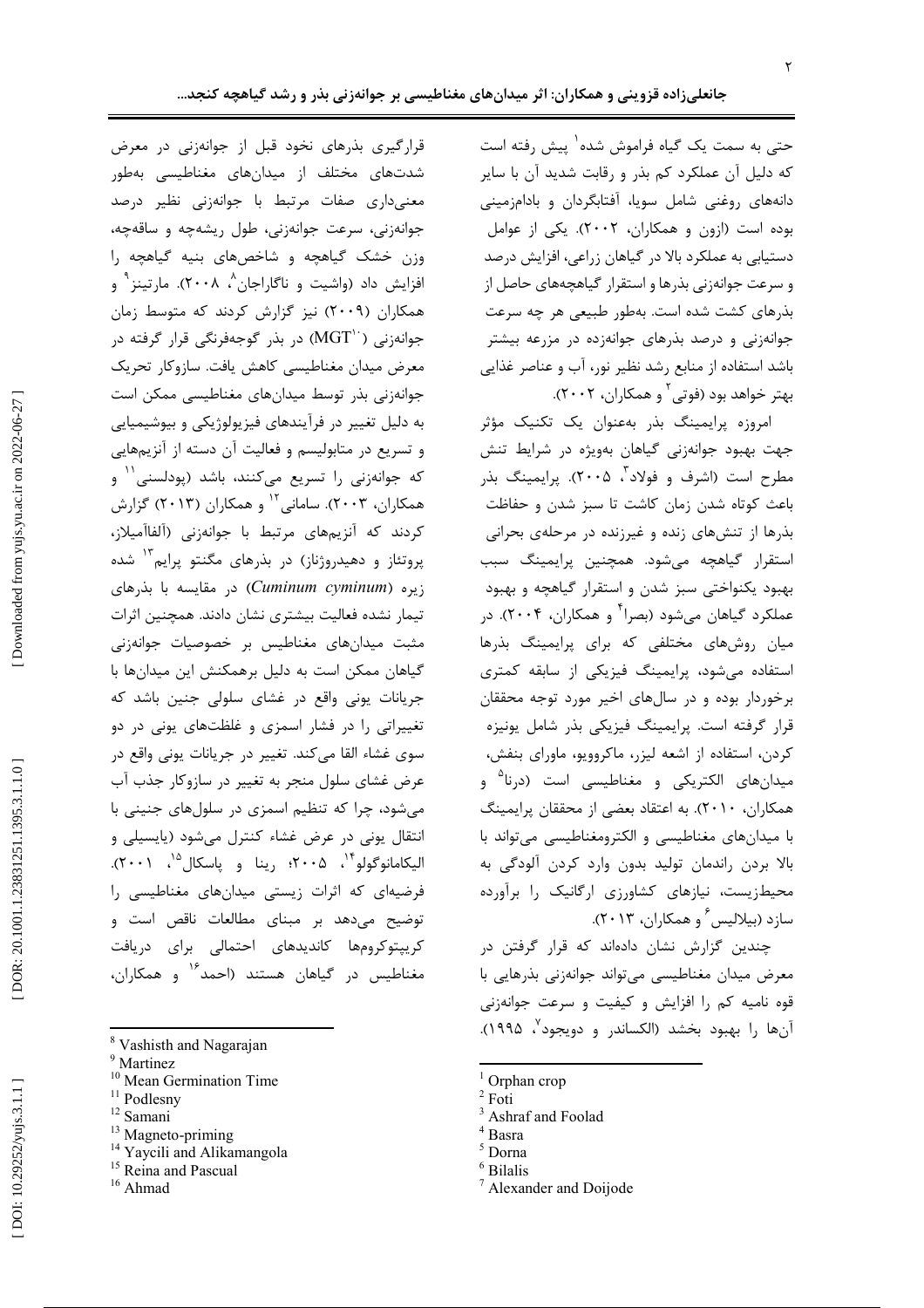حتی به سمت یک گیاه فراموش شده[1] پیش رفته است که دلیل آن عملکرد کم بذر و رقابت شدید آن با سایر دانه‌های روغنی شامل سویا، آفتابگردان و بادام‌زمینی بوده است (ازون و همکاران، ۲۰۰۲). یکی از عوامل دستیابی به عملکرد بالا در گیاهان زراعی، افزایش درصد و سرعت جوانه‌زنی بذرها و استقرار گیاهچه‌های حاصل از بذرهای کشت شده است. به‌طور طبیعی هر چه سرعت جوانه‌زنی و درصد بذرهای جوانه‌زده در مزرعه بیشتر باشد استفاده از منابع رشد نظیر نور، آب و عناصر غذایی بهتر خواهد بود (فوتی[2] و همکاران، ۲۰۰۲).

امروزه پرایمینگ بذر به‌عنوان یک تکنیک مؤثر جهت بهبود جوانه‌زنی گیاهان به‌ویژه در شرایط تنش مطرح است (اشرف و فولاد[3]، ۲۰۰۵). پرایمینگ بذر باعث کوتاه شدن زمان کاشت تا سبز شدن و حفاظت بذرها از تنش‌های زنده و غیرزنده در مرحله‌ی بحرانی استقرار گیاهچه می‌شود. همچنین پرایمینگ سبب بهبود یکنواختی سبز شدن و استقرار گیاهچه و بهبود عملکرد گیاهان می‌شود (بصرا[4] و همکاران، ۲۰۰۴). در میان روش‌های مختلفی که برای پرایمینگ بذرها استفاده می‌شود، پرایمینگ فیزیکی از سابقه کمتری برخوردار بوده و در سال‌های اخیر مورد توجه محققان قرار گرفته است. پرایمینگ فیزیکی بذر شامل یونیزه کردن، استفاده از اشعه لیزر، ماکروویو، ماورای بنفش، میدان‌های الکتریکی و مغناطیسی است (درنا[5] و همکاران، ۲۰۱۰). به اعتقاد بعضی از محققان پرایمینگ با میدان‌های مغناطیسی و الکترومغناطیسی می‌تواند با بالا بردن راندمان تولید بدون وارد کردن آلودگی به محیط‌زیست، نیازهای کشاورزی ارگانیک را برآورده سازد (بیلالیس[6] و همکاران، ۲۰۱۳).

چندین گزارش نشان داده‌اند که قرار گرفتن در معرض میدان مغناطیسی می‌تواند جوانه‌زنی بذرهایی با قوه نامیه کم را افزایش و کیفیت و سرعت جوانه‌زنی آن‌ها را بهبود بخشد (الکساندر و دویجود[7]، ۱۹۹۵). قرارگیری بذرهای نخود قبل از جوانه‌زنی در معرض شدت‌های مختلف از میدان‌های مغناطیسی به‌طور معنی‌داری صفات مرتبط با جوانه‌زنی نظیر درصد جوانه‌زنی، سرعت جوانه‌زنی، طول ریشه‌چه و ساقه‌چه، وزن خشک گیاهچه و شاخص‌های بنیه گیاهچه را افزایش داد (واشیت و ناگاراجان[8]، ۲۰۰۸). مارتینز[9] و همکاران (۲۰۰۹) نیز گزارش کردند که متوسط زمان جوانه‌زنی (MGT[10]) در بذر گوجه‌فرنگی قرار گرفته در معرض میدان مغناطیسی کاهش یافت. سازوکار تحریک جوانه‌زنی بذر توسط میدان‌های مغناطیسی ممکن است به دلیل تغییر در فرآیندهای فیزیولوژیکی و بیوشیمیایی و تسریع در متابولیسم و فعالیت آن دسته از آنزیم‌هایی که جوانه‌زنی را تسریع می‌کنند، باشد (پودلسنی[11] و همکاران، ۲۰۰۳). سامانی[12] و همکاران (۲۰۱۳) گزارش کردند که آنزیم‌های مرتبط با جوانه‌زنی (آلفاآمیلاز، پروتئاز و دهیدروژناز) در بذرهای مگنتو پرایم[13] شده زیره (*Cuminum cyminum*) در مقایسه با بذرهای تیمار نشده فعالیت بیشتری نشان دادند. همچنین اثرات مثبت میدان‌های مغناطیس بر خصوصیات جوانه‌زنی گیاهان ممکن است به دلیل برهمکنش این میدان‌ها با جریانات یونی واقع در غشای سلولی جنین باشد که تغییراتی را در فشار اسمزی و غلظت‌های یونی در دو سوی غشاء القا می‌کند. تغییر در جریانات یونی واقع در عرض غشای سلول منجر به تغییر در سازوکار جذب آب می‌شود، چرا که تنظیم اسمزی در سلول‌های جنینی با انتقال یونی در عرض غشاء کنترل می‌شود (یایسیلی و الیکامانوگولو[14]، ۲۰۰۵؛ رینا و پاسکال[15]، ۲۰۰۱). فرضیه‌ای که اثرات زیستی میدان‌های مغناطیسی را توضیح می‌دهد بر مبنای مطالعات ناقص است و کریپتوکروم‌ها کاندیدهای احتمالی برای دریافت مغناطیس در گیاهان هستند (احمد[16] و همکاران،

---

[1] Orphan crop
[2] Foti
[3] Ashraf and Foolad
[4] Basra
[5] Dorna
[6] Bilalis
[7] Alexander and Doijode
[8] Vashisth and Nagarajan
[9] Martinez
[10] Mean Germination Time
[11] Podlesny
[12] Samani
[13] Magneto-priming
[14] Yaycili and Alikamangola
[15] Reina and Pascual
[16] Ahmad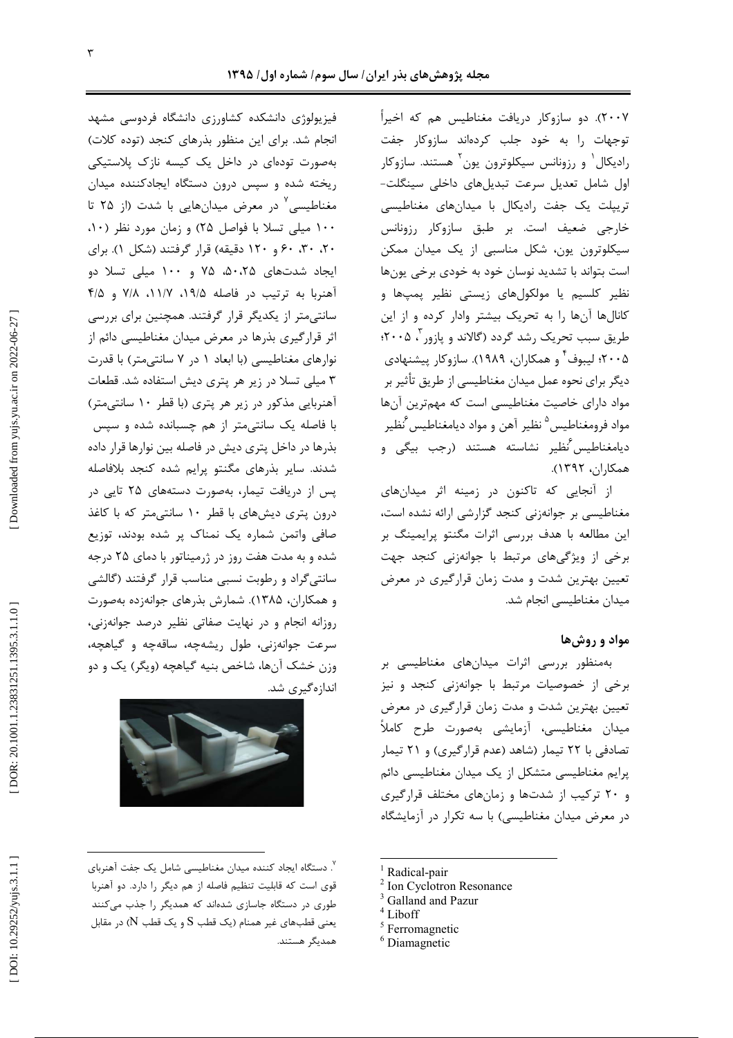۲۰۰۷). دو سازوکار دریافت مغناطیس هم که اخیراً توجهات را به خود جلب کرده‌اند سازوکار جفت رادیکال[1] و رزونانس سیکلوترون یون[2] هستند. سازوکار اول شامل تعدیل سرعت تبدیل‌های داخلی سینگلت-تریپلت یک جفت رادیکال با میدان‌های مغناطیسی خارجی ضعیف است. بر طبق سازوکار رزونانس سیکلوترون یون، شکل مناسبی از یک میدان ممکن است بتواند با تشدید نوسان خود به خودی برخی یون‌ها نظیر کلسیم یا مولکول‌های زیستی نظیر پمپ‌ها و کانال‌ها آن‌ها را به تحریک بیشتر وادار کرده و از این طریق سبب تحریک رشد گردد (گالاند و پازور[3]، ۲۰۰۵؛ ۲۰۰۵؛ لیبوف[4] و همکاران، ۱۹۸۹). سازوکار پیشنهادی دیگر برای نحوه عمل میدان مغناطیسی از طریق تأثیر بر مواد دارای خاصیت مغناطیسی است که مهم‌ترین آن‌ها مواد فرومغناطیس[5] نظیر آهن و مواد دیامغناطیس[6] نظیر دیامغناطیس نظیر نشاسته هستند (رجب بیگی و همکاران، ۱۳۹۲).

از آنجایی که تاکنون در زمینه اثر میدان‌های مغناطیسی بر جوانه‌زنی کنجد گزارشی ارائه نشده است، این مطالعه با هدف بررسی اثرات مگنتو پرایمینگ بر برخی از ویژگی‌های مرتبط با جوانه‌زنی کنجد جهت تعیین بهترین شدت و مدت زمان قرارگیری در معرض میدان مغناطیسی انجام شد.

## مواد و روش‌ها

به‌منظور بررسی اثرات میدان‌های مغناطیسی بر برخی از خصوصیات مرتبط با جوانه‌زنی کنجد و نیز تعیین بهترین شدت و مدت زمان قرارگیری در معرض میدان مغناطیسی، آزمایشی به‌صورت طرح کاملاً تصادفی با ۲۲ تیمار (شاهد (عدم قرارگیری) و ۲۱ تیمار پرایم مغناطیسی متشکل از یک میدان مغناطیسی دائم و ۲۰ ترکیب از شدت‌ها و زمان‌های مختلف قرارگیری در معرض میدان مغناطیسی) با سه تکرار در آزمایشگاه فیزیولوژی دانشکده کشاورزی دانشگاه فردوسی مشهد انجام شد. برای این منظور بذرهای کنجد (توده کلات) به‌صورت توده‌ای در داخل یک کیسه نازک پلاستیکی ریخته شده و سپس درون دستگاه ایجادکننده میدان مغناطیسی[7] در معرض میدان‌هایی با شدت (از ۲۵ تا ۱۰۰ میلی تسلا با فواصل ۲۵) و زمان مورد نظر (۱۰، ۲۰، ۳۰، ۶۰ و ۱۲۰ دقیقه) قرار گرفتند (شکل ۱). برای ایجاد شدت‌های ۲۵، ۵۰، ۷۵ و ۱۰۰ میلی تسلا دو آهنربا به ترتیب در فاصله ۱۹/۵، ۱۱/۷، ۷/۸ و ۴/۵ سانتی‌متر از یکدیگر قرار گرفتند. همچنین برای بررسی اثر قرارگیری بذرها در معرض میدان مغناطیسی دائم از نوارهای مغناطیسی (با ابعاد ۱ در ۷ سانتی‌متر) با قدرت ۳ میلی تسلا در زیر هر پتری دیش استفاده شد. قطعات آهنربایی مذکور در زیر هر پتری (با قطر ۱۰ سانتی‌متر) با فاصله یک سانتی‌متر از هم چسبانده شده و سپس بذرها در داخل پتری دیش در فاصله بین نوارها قرار داده شدند. سایر بذرهای مگنتو پرایم شده کنجد بلافاصله پس از دریافت تیمار، به‌صورت دسته‌های ۲۵ تایی در درون پتری دیش‌های با قطر ۱۰ سانتی‌متر که با کاغذ صافی واتمن شماره یک نمناک پر شده بودند، توزیع شده و به مدت هفت روز در ژرمیناتور با دمای ۲۵ درجه سانتی‌گراد و رطوبت نسبی مناسب قرار گرفتند (گالشی و همکاران، ۱۳۸۵). شمارش بذرهای جوانه‌زده به‌صورت روزانه انجام و در نهایت صفاتی نظیر درصد جوانه‌زنی، سرعت جوانه‌زنی، طول ریشه‌چه، ساقه‌چه و گیاهچه، وزن خشک آن‌ها، شاخص بنیه گیاهچه (ویگر) یک و دو اندازه‌گیری شد.

---

[1] Radical-pair
[2] Ion Cyclotron Resonance
[3] Galland and Pazur
[4] Liboff
[5] Ferromagnetic
[6] Diamagnetic
[7]. دستگاه ایجاد کننده میدان مغناطیسی شامل یک جفت آهنربای قوی است که قابلیت تنظیم فاصله از هم دیگر را دارد. دو آهنربا طوری در دستگاه جاسازی شده‌اند که همدیگر را جذب می‌کنند یعنی قطب‌های غیر همنام (یک قطب S و یک قطب N) در مقابل همدیگر هستند.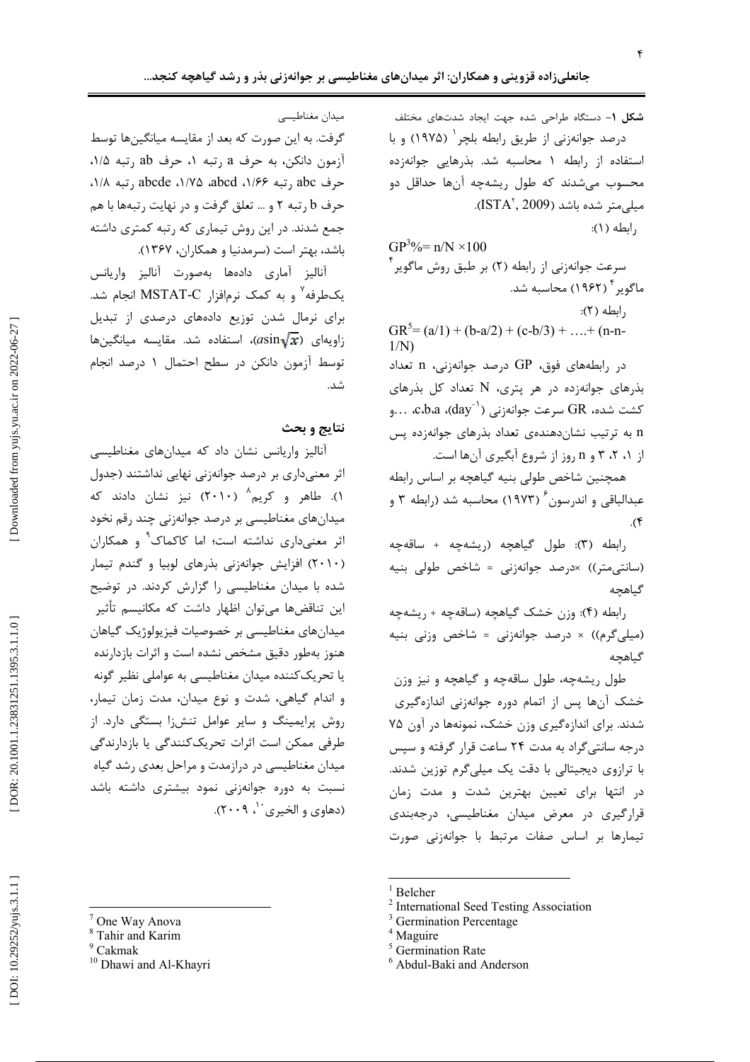**شکل ۱**- دستگاه طراحی شده جهت ایجاد شدت‌های مختلف میدان مغناطیسی

درصد جوانه‌زنی از طریق رابطه بلچر[1] (۱۹۷۵) و با استفاده از رابطه ۱ محاسبه شد. بذرهایی جوانه‌زده محسوب می‌شدند که طول ریشه‌چه آن‌ها حداقل دو میلی‌متر شده باشد (ISTA[2], 2009).

رابطه (۱):

$$GP^{3}\% = n/N \times 100$$

سرعت جوانه‌زنی از رابطه (۲) بر طبق روش ماگویر[4] ماگویر[4] (۱۹۶۲) محاسبه شد.

رابطه (۲):

$$GR^{5} = (a/1) + (b\text{-}a/2) + (c\text{-}b/3) + \ldots + (n\text{-}n\text{-}1/N)$$

در رابطه‌های فوق، GP درصد جوانه‌زنی، n تعداد بذرهای جوانه‌زده در هر پتری، N تعداد کل بذرهای کشت شده، GR سرعت جوانه‌زنی ($day^{-1}$)، a، b، c، ... و n به ترتیب نشان‌دهنده‌ی تعداد بذرهای جوانه‌زده پس از ۱، ۲، ۳ و n روز از شروع آبگیری آن‌ها است.

همچنین شاخص طولی بنیه گیاهچه بر اساس رابطه عبدالباقی و اندرسون[6] (۱۹۷۳) محاسبه شد (رابطه ۳ و ۴).

رابطه (۳): طول گیاهچه (ریشه‌چه + ساقه‌چه (سانتی‌متر)) ×درصد جوانه‌زنی = شاخص طولی بنیه گیاهچه

رابطه (۴): وزن خشک گیاهچه (ساقه‌چه + ریشه‌چه (میلی‌گرم)) × درصد جوانه‌زنی = شاخص وزنی بنیه گیاهچه

طول ریشه‌چه، طول ساقه‌چه و گیاهچه و نیز وزن خشک آن‌ها پس از اتمام دوره جوانه‌زنی اندازه‌گیری شدند. برای اندازه‌گیری وزن خشک، نمونه‌ها در آون ۷۵ درجه سانتی‌گراد به مدت ۲۴ ساعت قرار گرفته و سپس با ترازوی دیجیتالی با دقت یک میلی‌گرم توزین شدند. در انتها برای تعیین بهترین شدت و مدت زمان قرارگیری در معرض میدان مغناطیسی، درجه‌بندی تیمارها بر اساس صفات مرتبط با جوانه‌زنی صورت گرفت. به این صورت که بعد از مقایسه میانگین‌ها توسط آزمون دانکن، به حرف a رتبه ۱، حرف ab رتبه ۱/۵، حرف abc رتبه ۱/۶۶، abcd، ۱/۷۵، abcde رتبه ۱/۸، حرف b رتبه ۲ و ... تعلق گرفت و در نهایت رتبه‌ها با هم جمع شدند. در این روش تیماری که رتبه کمتری داشته باشد، بهتر است (سرمدنیا و همکاران، ۱۳۶۷).

آنالیز آماری داده‌ها به‌صورت آنالیز واریانس یک‌طرفه[7] و به کمک نرم‌افزار MSTAT-C انجام شد. برای نرمال شدن توزیع داده‌های درصدی از تبدیل زاویه‌ای ($a\sin\sqrt{x}$)، استفاده شد. مقایسه میانگین‌ها توسط آزمون دانکن در سطح احتمال ۱ درصد انجام شد.

## نتایج و بحث

آنالیز واریانس نشان داد که میدان‌های مغناطیسی اثر معنی‌داری بر درصد جوانه‌زنی نهایی نداشتند (جدول ۱). طاهر و کریم[8] (۲۰۱۰) نیز نشان دادند که میدان‌های مغناطیسی بر درصد جوانه‌زنی چند رقم نخود اثر معنی‌داری نداشته است؛ اما کاکماک[9] و همکاران (۲۰۱۰) افزایش جوانه‌زنی بذرهای لوبیا و گندم تیمار شده با میدان مغناطیسی را گزارش کردند. در توضیح این تناقض‌ها می‌توان اظهار داشت که مکانیسم تأثیر میدان‌های مغناطیسی بر خصوصیات فیزیولوژیک گیاهان هنوز به‌طور دقیق مشخص نشده است و اثرات بازدارنده یا تحریک‌کننده میدان مغناطیسی به عواملی نظیر گونه و اندام گیاهی، شدت و نوع میدان، مدت زمان تیمار، روش پرایمینگ و سایر عوامل تنش‌زا بستگی دارد. از طرفی ممکن است اثرات تحریک‌کنندگی یا بازدارندگی میدان مغناطیسی در درازمدت و مراحل بعدی رشد گیاه نسبت به دوره جوانه‌زنی نمود بیشتری داشته باشد (دهاوی و الخیری[10]، ۲۰۰۹).

---

[1] Belcher
[2] International Seed Testing Association
[3] Germination Percentage
[4] Maguire
[5] Germination Rate
[6] Abdul-Baki and Anderson
[7] One Way Anova
[8] Tahir and Karim
[9] Cakmak
[10] Dhawi and Al-Khayri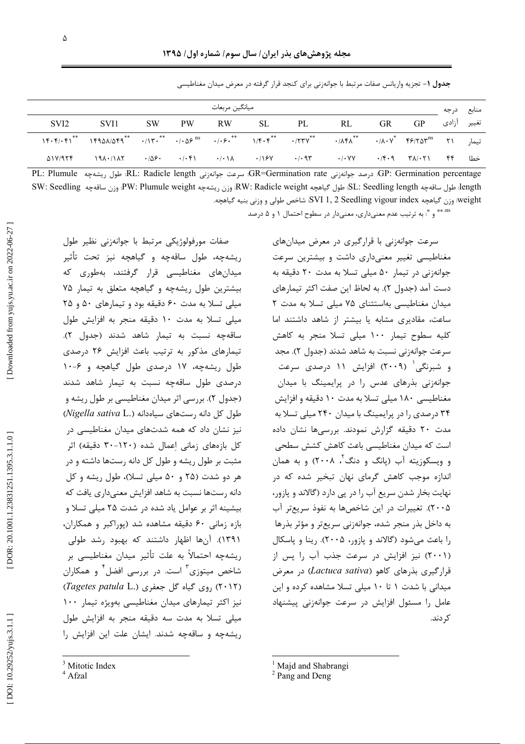**جدول ۱**- تجزیه واریانس صفات مرتبط با جوانه‌زنی برای کنجد قرار گرفته در معرض میدان مغناطیسی

| منابع تغییر | درجه آزادی | GP | GR | RL | PL | SL | RW | PW | SW | SVI1 | SVI2 |
|---|---|---|---|---|---|---|---|---|---|---|---|
| | | میانگین مربعات | | | | | | | | | |
| تیمار | ۲۱ | $۴۶/۲۵۳^{ns}$ | $۰/۸۰۷^{*}$ | $۰/۸۴۸^{**}$ | $۰/۲۳۷^{**}$ | $۱/۴۰۴^{**}$ | $۰/۰۶۰^{**}$ | $۰/۰۵۶^{ns}$ | $۰/۱۳۰^{**}$ | $۱۴۹۵۸/۵۴۹^{**}$ | $۱۴۰۴/۰۴۱^{**}$ |
| خطا | ۴۴ | ۳۸/۰۲۱ | ۰/۴۰۹ | ۰/۰۷۷ | ۰/۰۹۳ | ۰/۱۶۷ | ۰/۰۱۸ | ۰/۰۴۱ | ۰/۵۶۰ | ۱۹۸۰/۱۸۲ | ۵۱۷/۹۲۴ |

GP: Germination percentage: درصد جوانه‌زنی GR=Germination rate: سرعت جوانه‌زنی RL: Radicle length: طول ریشه‌چه PL: Plumule length: طول ساقه‌چه SL: Seedling length: طول گیاهچه RW: Radicle weight: وزن ریشه‌چه PW: Plumule weight: وزن ساقه‌چه SW: Seedling weight: وزن گیاهچه SVI 1, 2 Seedling vigour index: شاخص طولی و وزنی بنیه گیاهچه.

ns، ** و *: به ترتیب عدم معنی‌داری، معنی‌دار در سطوح احتمال ۱ و ۵ درصد

سرعت جوانه‌زنی با قرارگیری در معرض میدان‌های مغناطیسی تغییر معنی‌داری داشت و بیشترین سرعت جوانه‌زنی در تیمار ۵۰ میلی تسلا به مدت ۲۰ دقیقه به دست آمد (جدول ۲). به لحاظ این صفت اکثر تیمارهای میدان مغناطیسی به‌استثنای ۷۵ میلی تسلا به مدت ۲ ساعت، مقادیری مشابه یا بیشتر از شاهد داشتند اما کلیه سطوح تیمار ۱۰۰ میلی تسلا منجر به کاهش سرعت جوانه‌زنی نسبت به شاهد شدند (جدول ۲). مجد و شبرنگی[1] (۲۰۰۹) افزایش ۱۱ درصدی سرعت جوانه‌زنی بذرهای عدس را در پرایمینگ با میدان مغناطیسی ۱۸۰ میلی تسلا به مدت ۱۰ دقیقه و افزایش ۳۴ درصدی را در پرایمینگ با میدان ۲۴۰ میلی تسلا به مدت ۲۰ دقیقه گزارش نمودند. بررسی‌ها نشان داده است که میدان مغناطیسی باعث کاهش کشش سطحی و ویسکوزیته آب (پانگ و دنگ[2]، ۲۰۰۸) و به همان اندازه موجب کاهش گرمای نهان تبخیر شده که در نهایت بخار شدن سریع آب را در پی دارد (گالاند و پازور، ۲۰۰۵). تغییرات در این شاخص‌ها به نفوذ سریع‌تر آب به داخل بذر منجر شده، جوانه‌زنی سریع‌تر و مؤثر بذرها را باعث می‌شود (گالاند و پازور، ۲۰۰۵). رینا و پاسکال (۲۰۰۱) نیز افزایش در سرعت جذب آب را پس از قرارگیری بذرهای کاهو (*Lactuca sativa*) در معرض میدانی با شدت ۱ تا ۱۰ میلی تسلا مشاهده کرده و این عامل را مسئول افزایش در سرعت جوانه‌زنی پیشنهاد کردند.

صفات مورفولوژیکی مرتبط با جوانه‌زنی نظیر طول ریشه‌چه، طول ساقه‌چه و گیاهچه نیز تحت تأثیر میدان‌های مغناطیسی قرار گرفتند، به‌طوری که بیشترین طول ریشه‌چه و گیاهچه متعلق به تیمار ۷۵ میلی تسلا به مدت ۶۰ دقیقه بود و تیمارهای ۵۰ و ۲۵ میلی تسلا به مدت ۱۰ دقیقه منجر به افزایش طول ساقه‌چه نسبت به تیمار شاهد شدند (جدول ۲). تیمارهای مذکور به ترتیب باعث افزایش ۲۶ درصدی طول ریشه‌چه، ۱۷ درصدی طول گیاهچه و ۶-۱۰ درصدی طول ساقه‌چه نسبت به تیمار شاهد شدند (جدول ۲). بررسی اثر میدان مغناطیسی بر طول ریشه و طول کل دانه رست‌های سیاه‌دانه (*Nigella sativa* L.) نیز نشان داد که همه شدت‌های میدان مغناطیسی در کل بازه‌های زمانی اِعمال شده (۱۲۰-۳۰ دقیقه) اثر مثبت بر طول ریشه و طول کل دانه رست‌ها داشته و در هر دو شدت (۲۵ و ۵۰ میلی تسلا)، طول ریشه و کل دانه رست‌ها نسبت به شاهد افزایش معنی‌داری یافت که بیشینه اثر بر عوامل یاد شده در شدت ۲۵ میلی تسلا و بازه زمانی ۶۰ دقیقه مشاهده شد (پوراکبر و همکاران، ۱۳۹۱). آن‌ها اظهار داشتند که بهبود رشد طولی ریشه‌چه احتمالاً به علت تأثیر میدان مغناطیسی بر شاخص میتوزی[3] است. در بررسی افضل[4] و همکاران (۲۰۱۲) روی گیاه گل جعفری (*Tagetes patula* L.) نیز اکثر تیمارهای میدان مغناطیسی به‌ویژه تیمار ۱۰۰ میلی تسلا به مدت سه دقیقه منجر به افزایش طول ریشه‌چه و ساقه‌چه شدند. ایشان علت این افزایش را

---

[1] Majd and Shabrangi
[2] Pang and Deng
[3] Mitotic Index
[4] Afzal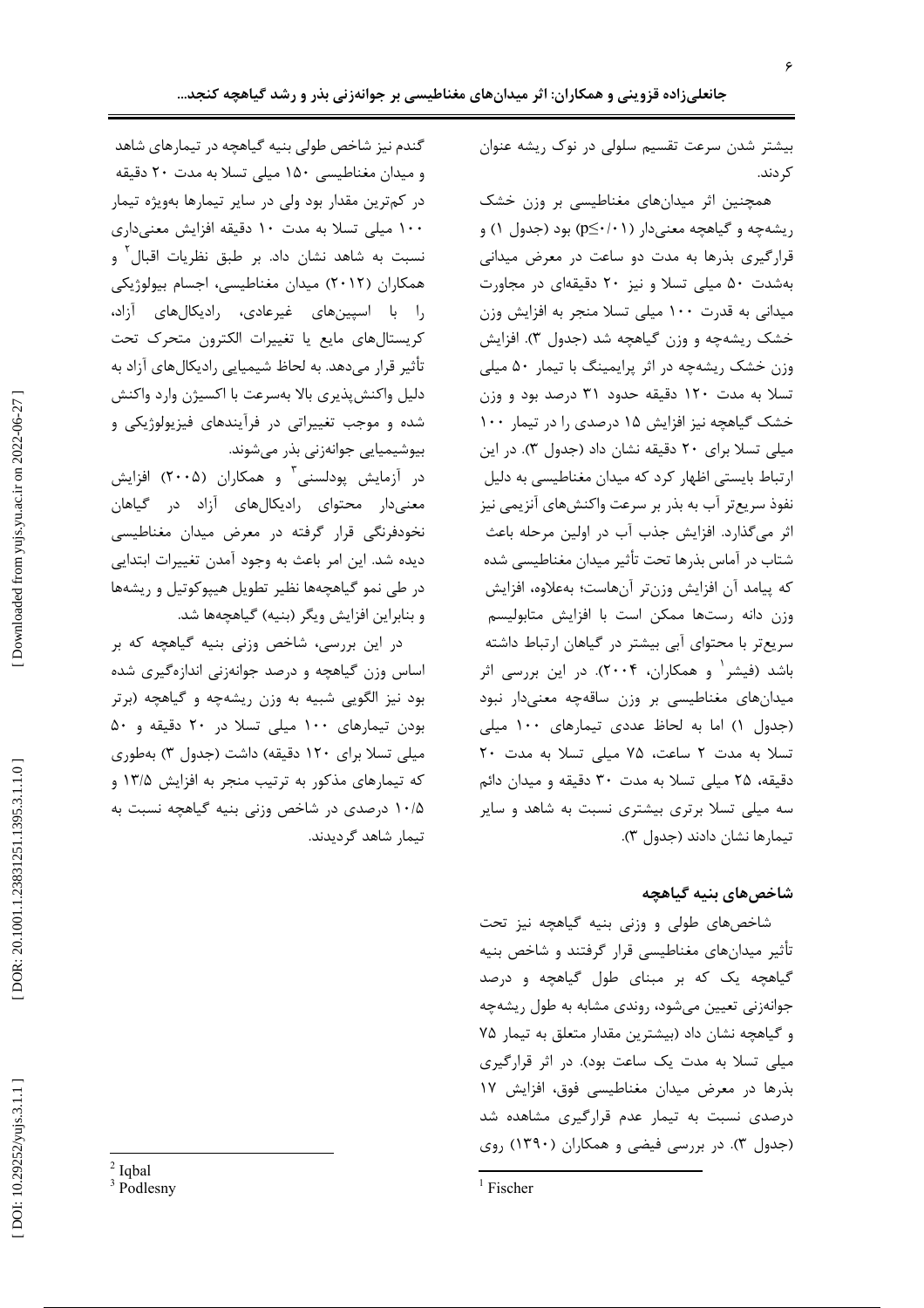بیشتر شدن سرعت تقسیم سلولی در نوک ریشه عنوان کردند.

همچنین اثر میدان‌های مغناطیسی بر وزن خشک ریشه‌چه و گیاهچه معنی‌دار ($p \leq ۰/۰۱$) بود (جدول ۱) و قرارگیری بذرها به مدت دو ساعت در معرض میدانی به‌شدت ۵۰ میلی تسلا و نیز ۲۰ دقیقه‌ای در مجاورت میدانی به قدرت ۱۰۰ میلی تسلا منجر به افزایش وزن خشک ریشه‌چه و وزن گیاهچه شد (جدول ۳). افزایش وزن خشک ریشه‌چه در اثر پرایمینگ با تیمار ۵۰ میلی تسلا به مدت ۱۲۰ دقیقه حدود ۳۱ درصد بود و وزن خشک گیاهچه نیز افزایش ۱۵ درصدی را در تیمار ۱۰۰ میلی تسلا برای ۲۰ دقیقه نشان داد (جدول ۳). در این ارتباط بایستی اظهار کرد که میدان مغناطیسی به دلیل نفوذ سریع‌تر آب به بذر بر سرعت واکنش‌های آنزیمی نیز اثر می‌گذارد. افزایش جذب آب در اولین مرحله باعث شتاب در آماس بذرها تحت تأثیر میدان مغناطیسی شده که پیامد آن افزایش وزن‌تر آن‌هاست؛ به‌علاوه، افزایش وزن دانه رست‌ها ممکن است با افزایش متابولیسم سریع‌تر با محتوای آبی بیشتر در گیاهان ارتباط داشته باشد (فیشر[1] و همکاران، ۲۰۰۴). در این بررسی اثر میدان‌های مغناطیسی بر وزن ساقه‌چه معنی‌دار نبود (جدول ۱) اما به لحاظ عددی تیمارهای ۱۰۰ میلی تسلا به مدت ۲ ساعت، ۷۵ میلی تسلا به مدت ۲۰ دقیقه، ۲۵ میلی تسلا به مدت ۳۰ دقیقه و میدان دائم سه میلی تسلا برتری بیشتری نسبت به شاهد و سایر تیمارها نشان دادند (جدول ۳).

## شاخص‌های بنیه گیاهچه

شاخص‌های طولی و وزنی بنیه گیاهچه نیز تحت تأثیر میدان‌های مغناطیسی قرار گرفتند و شاخص بنیه گیاهچه یک که بر مبنای طول گیاهچه و درصد جوانه‌زنی تعیین می‌شود، روندی مشابه به طول ریشه‌چه و گیاهچه نشان داد (بیشترین مقدار متعلق به تیمار ۷۵ میلی تسلا به مدت یک ساعت بود). در اثر قرارگیری بذرها در معرض میدان مغناطیسی فوق، افزایش ۱۷ درصدی نسبت به تیمار عدم قرارگیری مشاهده شد (جدول ۳). در بررسی فیضی و همکاران (۱۳۹۰) روی گندم نیز شاخص طولی بنیه گیاهچه در تیمارهای شاهد و میدان مغناطیسی ۱۵۰ میلی تسلا به مدت ۲۰ دقیقه در کم‌ترین مقدار بود ولی در سایر تیمارها به‌ویژه تیمار ۱۰۰ میلی تسلا به مدت ۱۰ دقیقه افزایش معنی‌داری نسبت به شاهد نشان داد. بر طبق نظریات اقبال[2] و همکاران (۲۰۱۲) میدان مغناطیسی، اجسام بیولوژیکی را با اسپین‌های غیرعادی، رادیکال‌های آزاد، کریستال‌های مایع یا تغییرات الکترون متحرک تحت تأثیر قرار می‌دهد. به لحاظ شیمیایی رادیکال‌های آزاد به دلیل واکنش‌پذیری بالا به‌سرعت با اکسیژن وارد واکنش شده و موجب تغییراتی در فرآیندهای فیزیولوژیکی و بیوشیمیایی جوانه‌زنی بذر می‌شوند.

در آزمایش پودلسنی[3] و همکاران (۲۰۰۵) افزایش معنی‌دار محتوای رادیکال‌های آزاد در گیاهان نخودفرنگی قرار گرفته در معرض میدان مغناطیسی دیده شد. این امر باعث به وجود آمدن تغییرات ابتدایی در طی نمو گیاهچه‌ها نظیر تطویل هیپوکوتیل و ریشه‌ها و بنابراین افزایش ویگر (بنیه) گیاهچه‌ها شد.

در این بررسی، شاخص وزنی بنیه گیاهچه که بر اساس وزن گیاهچه و درصد جوانه‌زنی اندازه‌گیری شده بود نیز الگویی شبیه به وزن ریشه‌چه و گیاهچه (برتر بودن تیمارهای ۱۰۰ میلی تسلا در ۲۰ دقیقه و ۵۰ میلی تسلا برای ۱۲۰ دقیقه) داشت (جدول ۳) به‌طوری که تیمارهای مذکور به ترتیب منجر به افزایش ۱۳/۵ و ۱۰/۵ درصدی در شاخص وزنی بنیه گیاهچه نسبت به تیمار شاهد گردیدند.

---

[1] Fischer

[2] Iqbal

[3] Podlesny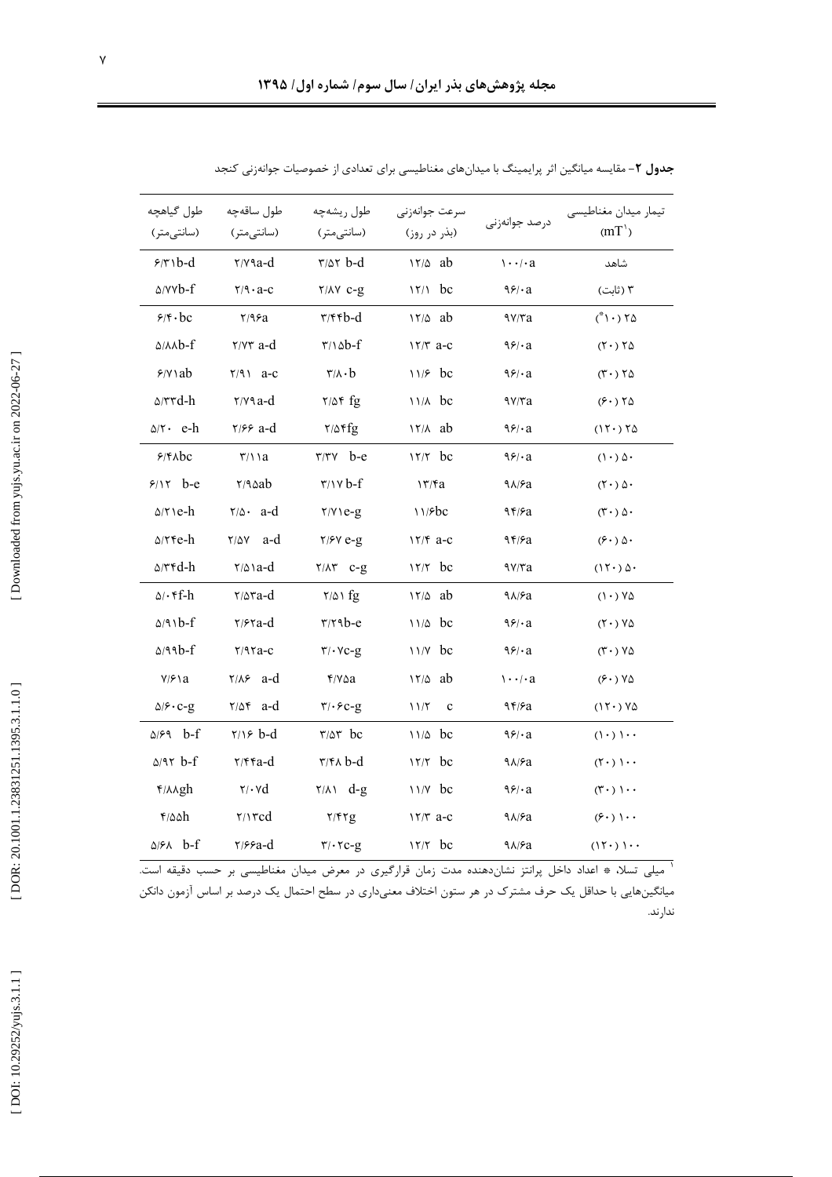**جدول ۲**- مقایسه میانگین اثر پرایمینگ با میدان‌های مغناطیسی برای تعدادی از خصوصیات جوانه‌زنی کنجد

| تیمار میدان مغناطیسی ($mT$[1]) | درصد جوانه‌زنی | سرعت جوانه‌زنی (بذر در روز) | طول ریشه‌چه (سانتی‌متر) | طول ساقه‌چه (سانتی‌متر) | طول گیاهچه (سانتی‌متر) |
|---|---|---|---|---|---|
| شاهد | ۱۰۰/۰a | ۱۲/۵ ab | ۳/۵۲ b-d | ۲/۷۹a-d | ۶/۳۱b-d |
| ۳ (ثابت) | ۹۶/۰a | ۱۲/۱ bc | ۲/۸۷ c-g | ۲/۹۰a-c | ۵/۷۷b-f |
| ۲۵ (*۱۰) | ۹۷/۳a | ۱۲/۵ ab | ۳/۴۴b-d | ۲/۹۶a | ۶/۴۰bc |
| ۲۵ (۲۰) | ۹۶/۰a | ۱۲/۳ a-c | ۳/۱۵b-f | ۲/۷۳ a-d | ۵/۸۸b-f |
| ۲۵ (۳۰) | ۹۶/۰a | ۱۱/۶ bc | ۳/۸۰b | ۲/۹۱ a-c | ۶/۷۱ab |
| ۲۵ (۶۰) | ۹۷/۳a | ۱۱/۸ bc | ۲/۵۴ fg | ۲/۷۹a-d | ۵/۳۳d-h |
| ۲۵ (۱۲۰) | ۹۶/۰a | ۱۲/۸ ab | ۲/۵۴fg | ۲/۶۶ a-d | ۵/۲۰ e-h |
| ۵۰ (۱۰) | ۹۶/۰a | ۱۲/۲ bc | ۳/۳۷ b-e | ۳/۱۱a | ۶/۴۸bc |
| ۵۰ (۲۰) | ۹۸/۶a | ۱۳/۴a | ۳/۱۷b-f | ۲/۹۵ab | ۶/۱۲ b-e |
| ۵۰ (۳۰) | ۹۴/۶a | ۱۱/۶bc | ۲/۷۱e-g | ۲/۵۰ a-d | ۵/۲۱e-h |
| ۵۰ (۶۰) | ۹۴/۶a | ۱۲/۴ a-c | ۲/۶۷e-g | ۲/۵۷ a-d | ۵/۲۴e-h |
| ۵۰ (۱۲۰) | ۹۷/۳a | ۱۲/۲ bc | ۲/۸۳ c-g | ۲/۵۱a-d | ۵/۳۴d-h |
| ۷۵ (۱۰) | ۹۸/۶a | ۱۲/۵ ab | ۲/۵۱ fg | ۲/۵۳a-d | ۵/۰۴f-h |
| ۷۵ (۲۰) | ۹۶/۰a | ۱۱/۵ bc | ۳/۲۹b-e | ۲/۶۲a-d | ۵/۹۱b-f |
| ۷۵ (۳۰) | ۹۶/۰a | ۱۱/۷ bc | ۳/۰۷c-g | ۲/۹۲a-c | ۵/۹۹b-f |
| ۷۵ (۶۰) | ۱۰۰/۰a | ۱۲/۵ ab | ۴/۷۵a | ۲/۸۶ a-d | ۷/۶۱a |
| ۷۵ (۱۲۰) | ۹۴/۶a | ۱۱/۲ c | ۳/۰۶c-g | ۲/۵۴ a-d | ۵/۶۰c-g |
| ۱۰۰ (۱۰) | ۹۶/۰a | ۱۱/۵ bc | ۳/۵۳ bc | ۲/۱۶ b-d | ۵/۶۹ b-f |
| ۱۰۰ (۲۰) | ۹۸/۶a | ۱۲/۲ bc | ۳/۴۸ b-d | ۲/۴۴a-d | ۵/۹۲ b-f |
| ۱۰۰ (۳۰) | ۹۶/۰a | ۱۱/۷ bc | ۲/۸۱ d-g | ۲/۰۷d | ۴/۸۸gh |
| ۱۰۰ (۶۰) | ۹۸/۶a | ۱۲/۳ a-c | ۲/۴۲g | ۲/۱۳cd | ۴/۵۵h |
| ۱۰۰ (۱۲۰) | ۹۸/۶a | ۱۲/۲ bc | ۳/۰۲c-g | ۲/۶۶a-d | ۵/۶۸ b-f |

[1] میلی تسلا، * اعداد داخل پرانتز نشان‌دهنده مدت زمان قرارگیری در معرض میدان مغناطیسی بر حسب دقیقه است. میانگین‌هایی با حداقل یک حرف مشترک در هر ستون اختلاف معنی‌داری در سطح احتمال یک درصد بر اساس آزمون دانکن ندارند.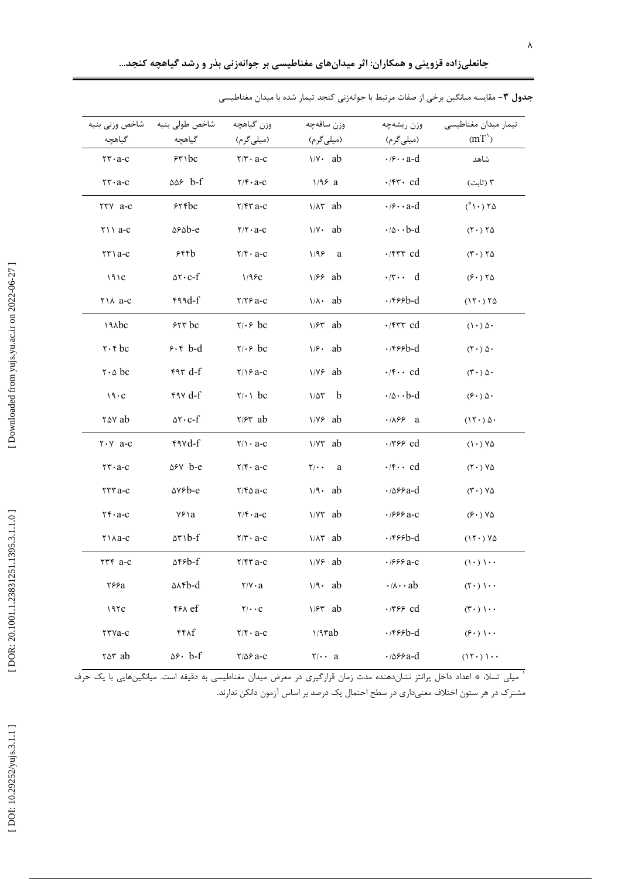**جدول ۳**- مقایسه میانگین برخی از صفات مرتبط با جوانه‌زنی کنجد تیمار شده با میدان مغناطیسی

| تیمار میدان مغناطیسی (mT[۱]) | وزن ریشه‌چه (میلی‌گرم) | وزن ساقه‌چه (میلی‌گرم) | وزن گیاهچه (میلی‌گرم) | شاخص طولی بنیه گیاهچه | شاخص وزنی بنیه گیاهچه |
|---|---|---|---|---|---|
| شاهد | ۰/۶۰۰a-d | ۱/۷۰ ab | ۲/۳۰ a-c | ۶۳۱bc | ۲۳۰a-c |
| ۳ (ثابت) | ۰/۴۳۰ cd | ۱/۹۶ a | ۲/۴۰a-c | ۵۵۶ b-f | ۲۳۰a-c |
| ۲۵ (۱۰*) | ۰/۶۰۰a-d | ۱/۸۳ ab | ۲/۴۳a-c | ۶۲۴bc | ۲۳۷ a-c |
| ۲۵ (۲۰) | ۰/۵۰۰b-d | ۱/۷۰ ab | ۲/۲۰a-c | ۵۶۵b-e | ۲۱۱ a-c |
| ۲۵ (۳۰) | ۰/۴۳۳ cd | ۱/۹۶ a | ۲/۴۰a-c | ۶۴۴b | ۲۳۱a-c |
| ۲۵ (۶۰) | ۰/۳۰۰ d | ۱/۶۶ ab | ۱/۹۶c | ۵۲۰c-f | ۱۹۱c |
| ۲۵ (۱۲۰) | ۰/۴۶۶b-d | ۱/۸۰ ab | ۲/۲۶a-c | ۴۹۹d-f | ۲۱۸ a-c |
| ۵۰ (۱۰) | ۰/۴۳۳ cd | ۱/۶۳ ab | ۲/۰۶ bc | ۶۲۳ bc | ۱۹۸bc |
| ۵۰ (۲۰) | ۰/۴۶۶b-d | ۱/۶۰ ab | ۲/۰۶ bc | ۶۰۴ b-d | ۲۰۴ bc |
| ۵۰ (۳۰) | ۰/۴۰۰ cd | ۱/۷۶ ab | ۲/۱۶a-c | ۴۹۳ d-f | ۲۰۵ bc |
| ۵۰ (۶۰) | ۰/۵۰۰b-d | ۱/۵۳ b | ۲/۰۱ bc | ۴۹۷ d-f | ۱۹۰c |
| ۵۰ (۱۲۰) | ۰/۸۶۶ a | ۱/۷۶ ab | ۲/۶۳ ab | ۵۲۰c-f | ۲۵۷ ab |
| ۷۵ (۱۰) | ۰/۳۶۶ cd | ۱/۷۳ ab | ۲/۱۰ a-c | ۴۹۷d-f | ۲۰۷ a-c |
| ۷۵ (۲۰) | ۰/۴۰۰ cd | ۲/۰۰ a | ۲/۴۰ a-c | ۵۶۷ b-e | ۲۳۰a-c |
| ۷۵ (۳۰) | ۰/۵۶۶a-d | ۱/۹۰ ab | ۲/۴۵a-c | ۵۷۶b-e | ۲۳۳a-c |
| ۷۵ (۶۰) | ۰/۶۶۶a-c | ۱/۷۳ ab | ۲/۴۰a-c | ۷۶۱a | ۲۴۰a-c |
| ۷۵ (۱۲۰) | ۰/۴۶۶b-d | ۱/۸۳ ab | ۲/۳۰ a-c | ۵۳۱b-f | ۲۱۸a-c |
| ۱۰۰ (۱۰) | ۰/۶۶۶a-c | ۱/۷۶ ab | ۲/۴۳a-c | ۵۴۶b-f | ۲۳۴ a-c |
| ۱۰۰ (۲۰) | ۰/۸۰۰ab | ۱/۹۰ ab | ۲/۷۰a | ۵۸۴b-d | ۲۶۶a |
| ۱۰۰ (۳۰) | ۰/۳۶۶ cd | ۱/۶۳ ab | ۲/۰۰c | ۴۶۸ ef | ۱۹۲c |
| ۱۰۰ (۶۰) | ۰/۴۶۶b-d | ۱/۹۳ab | ۲/۴۰ a-c | ۴۴۸f | ۲۳۷a-c |
| ۱۰۰ (۱۲۰) | ۰/۵۶۶a-d | ۲/۰۰ a | ۲/۵۶a-c | ۵۶۰ b-f | ۲۵۳ ab |

[۱] میلی تسلا، * اعداد داخل پرانتز نشان‌دهنده مدت زمان قرارگیری در معرض میدان مغناطیسی به دقیقه است. میانگین‌هایی با یک حرف مشترک در هر ستون اختلاف معنی‌داری در سطح احتمال یک درصد بر اساس آزمون دانکن ندارند.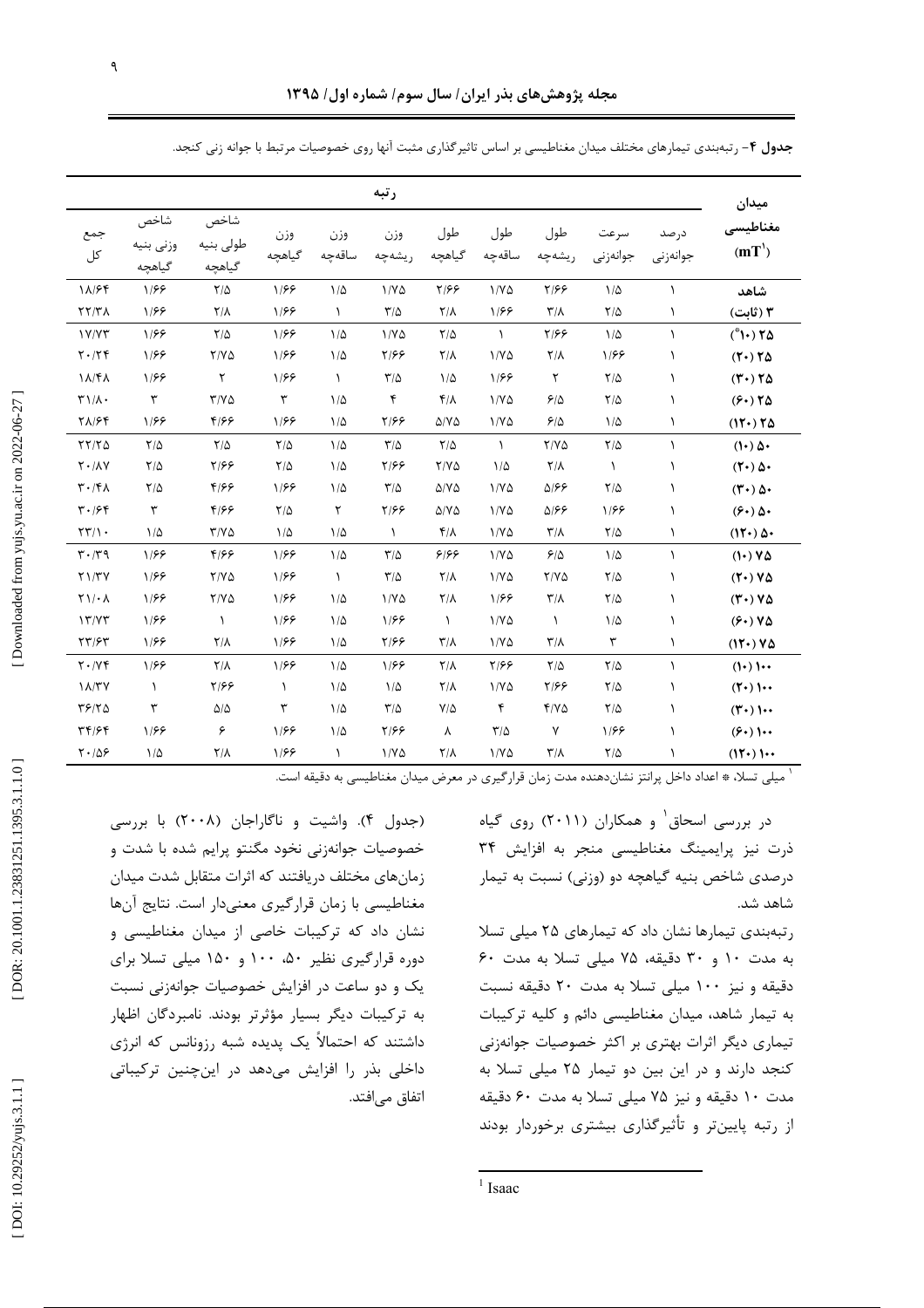**جدول ۴**- رتبه‌بندی تیمارهای مختلف میدان مغناطیسی بر اساس تاثیرگذاری مثبت آنها روی خصوصیات مرتبط با جوانه زنی کنجد.

| میدان مغناطیسی ($mT^1$) | رتبه | | | | | | | | | | |
|---|---|---|---|---|---|---|---|---|---|---|---|
| | درصد جوانه‌زنی | سرعت جوانه‌زنی | طول ریشه‌چه | طول ساقه‌چه | طول گیاهچه | وزن ریشه‌چه | وزن ساقه‌چه | وزن گیاهچه | شاخص طولی بنیه گیاهچه | شاخص وزنی بنیه گیاهچه | جمع کل |
| **شاهد** | ۱ | ۱/۵ | ۲/۶۶ | ۱/۷۵ | ۲/۶۶ | ۱/۷۵ | ۱/۵ | ۱/۶۶ | ۲/۵ | ۱/۶۶ | ۱۸/۶۴ |
| **۳ (ثابت)** | ۱ | ۲/۵ | ۳/۸ | ۱/۶۶ | ۲/۸ | ۳/۵ | ۱ | ۱/۶۶ | ۲/۸ | ۱/۶۶ | ۲۲/۳۸ |
| **(*۱۰) ۲۵** | ۱ | ۱/۵ | ۲/۶۶ | ۱ | ۲/۵ | ۱/۷۵ | ۱/۵ | ۱/۶۶ | ۲/۵ | ۱/۶۶ | ۱۷/۷۳ |
| **(۲۰) ۲۵** | ۱ | ۱/۶۶ | ۲/۸ | ۱/۷۵ | ۲/۸ | ۲/۶۶ | ۱/۵ | ۱/۶۶ | ۲/۷۵ | ۱/۶۶ | ۲۰/۲۴ |
| **(۳۰) ۲۵** | ۱ | ۲/۵ | ۲ | ۱/۶۶ | ۱/۵ | ۳/۵ | ۱ | ۱/۶۶ | ۲ | ۱/۶۶ | ۱۸/۴۸ |
| **(۶۰) ۲۵** | ۱ | ۲/۵ | ۶/۵ | ۱/۷۵ | ۴/۸ | ۴ | ۱/۵ | ۳ | ۳/۷۵ | ۳ | ۳۱/۸۰ |
| **(۱۲۰) ۲۵** | ۱ | ۱/۵ | ۶/۵ | ۱/۷۵ | ۵/۷۵ | ۲/۶۶ | ۱/۵ | ۱/۶۶ | ۴/۶۶ | ۱/۶۶ | ۲۸/۶۴ |
| **(۱۰) ۵۰** | ۱ | ۲/۵ | ۲/۷۵ | ۱ | ۲/۵ | ۳/۵ | ۱/۵ | ۲/۵ | ۲/۵ | ۲/۵ | ۲۲/۲۵ |
| **(۲۰) ۵۰** | ۱ | ۱ | ۲/۸ | ۱/۵ | ۲/۷۵ | ۲/۶۶ | ۱/۵ | ۲/۵ | ۲/۶۶ | ۲/۵ | ۲۰/۸۷ |
| **(۳۰) ۵۰** | ۱ | ۲/۵ | ۵/۶۶ | ۱/۷۵ | ۵/۷۵ | ۳/۵ | ۱/۵ | ۱/۶۶ | ۴/۶۶ | ۲/۵ | ۳۰/۴۸ |
| **(۶۰) ۵۰** | ۱ | ۱/۶۶ | ۵/۶۶ | ۱/۷۵ | ۵/۷۵ | ۲/۶۶ | ۲ | ۲/۵ | ۴/۶۶ | ۳ | ۳۰/۶۴ |
| **(۱۲۰) ۵۰** | ۱ | ۲/۵ | ۳/۸ | ۱/۷۵ | ۴/۸ | ۱ | ۱/۵ | ۱/۵ | ۳/۷۵ | ۱/۵ | ۲۳/۱۰ |
| **(۱۰) ۷۵** | ۱ | ۱/۵ | ۶/۵ | ۱/۷۵ | ۶/۶۶ | ۳/۵ | ۱/۵ | ۱/۶۶ | ۴/۶۶ | ۱/۶۶ | ۳۰/۳۹ |
| **(۲۰) ۷۵** | ۱ | ۲/۵ | ۲/۷۵ | ۱/۷۵ | ۲/۸ | ۳/۵ | ۱ | ۱/۶۶ | ۲/۷۵ | ۱/۶۶ | ۲۱/۳۷ |
| **(۳۰) ۷۵** | ۱ | ۲/۵ | ۳/۸ | ۱/۶۶ | ۲/۸ | ۱/۷۵ | ۱/۵ | ۱/۶۶ | ۲/۷۵ | ۱/۶۶ | ۲۱/۰۸ |
| **(۶۰) ۷۵** | ۱ | ۱/۵ | ۱ | ۱/۷۵ | ۱ | ۱/۶۶ | ۱/۵ | ۱/۶۶ | ۱ | ۱/۶۶ | ۱۳/۷۳ |
| **(۱۲۰) ۷۵** | ۱ | ۳ | ۳/۸ | ۱/۷۵ | ۳/۸ | ۲/۶۶ | ۱/۵ | ۱/۶۶ | ۲/۸ | ۱/۶۶ | ۲۳/۶۳ |
| **(۱۰) ۱۰۰** | ۱ | ۲/۵ | ۲/۵ | ۲/۶۶ | ۲/۸ | ۱/۶۶ | ۱/۵ | ۱/۶۶ | ۲/۸ | ۱/۶۶ | ۲۰/۷۴ |
| **(۲۰) ۱۰۰** | ۱ | ۲/۵ | ۲/۶۶ | ۱/۷۵ | ۲/۸ | ۱/۵ | ۱/۵ | ۱ | ۲/۶۶ | ۱ | ۱۸/۳۷ |
| **(۳۰) ۱۰۰** | ۱ | ۲/۵ | ۴/۷۵ | ۴ | ۷/۵ | ۳/۵ | ۱/۵ | ۳ | ۵/۵ | ۳ | ۳۶/۲۵ |
| **(۶۰) ۱۰۰** | ۱ | ۱/۶۶ | ۷ | ۳/۵ | ۸ | ۲/۶۶ | ۱/۵ | ۱/۶۶ | ۶ | ۱/۶۶ | ۳۴/۶۴ |
| **(۱۲۰) ۱۰۰** | ۱ | ۲/۵ | ۳/۸ | ۱/۷۵ | ۲/۸ | ۱/۷۵ | ۱ | ۱/۶۶ | ۲/۸ | ۱/۵ | ۲۰/۵۶ |

[1] میلی تسلا، * اعداد داخل پرانتز نشان‌دهنده مدت زمان قرارگیری در معرض میدان مغناطیسی به دقیقه است.

در بررسی اسحاق[1] و همکاران (۲۰۱۱) روی گیاه ذرت نیز پرایمینگ مغناطیسی منجر به افزایش ۳۴ درصدی شاخص بنیه گیاهچه دو (وزنی) نسبت به تیمار شاهد شد.

رتبه‌بندی تیمارها نشان داد که تیمارهای ۲۵ میلی تسلا به مدت ۱۰ و ۳۰ دقیقه، ۷۵ میلی تسلا به مدت ۶۰ دقیقه و نیز ۱۰۰ میلی تسلا به مدت ۲۰ دقیقه نسبت به تیمار شاهد، میدان مغناطیسی دائم و کلیه ترکیبات تیماری دیگر اثرات بهتری بر اکثر خصوصیات جوانه‌زنی کنجد دارند و در این بین دو تیمار ۲۵ میلی تسلا به مدت ۱۰ دقیقه و نیز ۷۵ میلی تسلا به مدت ۶۰ دقیقه از رتبه پایین‌تر و تأثیرگذاری بیشتری برخوردار بودند (جدول ۴). واشیت و ناگاراجان (۲۰۰۸) با بررسی خصوصیات جوانه‌زنی نخود مگنتو پرایم شده با شدت و زمان‌های مختلف دریافتند که اثرات متقابل شدت میدان مغناطیسی با زمان قرارگیری معنی‌دار است. نتایج آن‌ها نشان داد که ترکیبات خاصی از میدان مغناطیسی و دوره قرارگیری نظیر ۵۰، ۱۰۰ و ۱۵۰ میلی تسلا برای یک و دو ساعت در افزایش خصوصیات جوانه‌زنی نسبت به ترکیبات دیگر بسیار مؤثرتر بودند. نامبردگان اظهار داشتند که احتمالاً یک پدیده شبه رزونانس که انرژی داخلی بذر را افزایش می‌دهد در این‌چنین ترکیباتی اتفاق می‌افتد.

[1] Isaac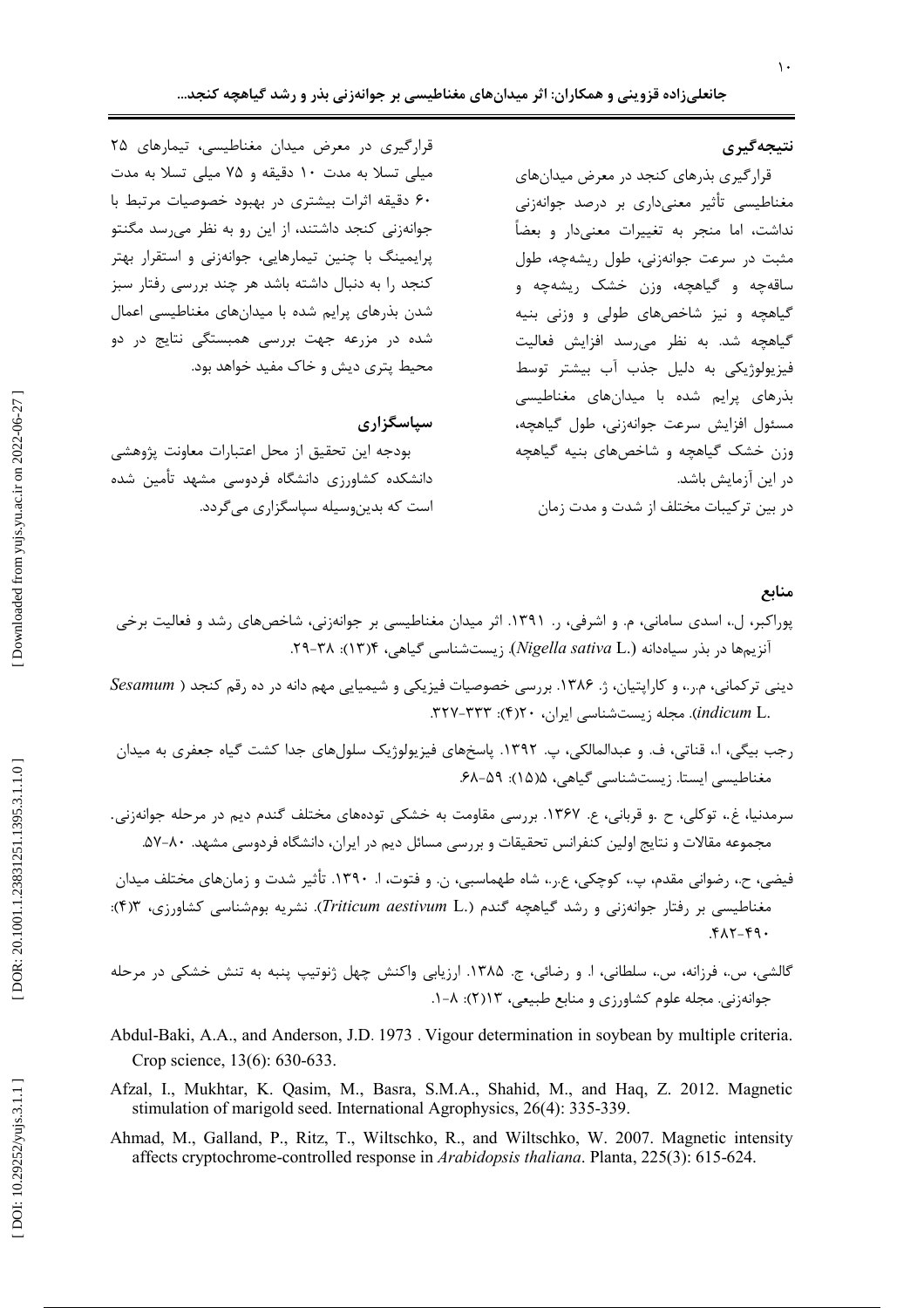## نتیجه‌گیری

قرارگیری بذرهای کنجد در معرض میدان‌های مغناطیسی تأثیر معنی‌داری بر درصد جوانه‌زنی نداشت، اما منجر به تغییرات معنی‌دار و بعضاً مثبت در سرعت جوانه‌زنی، طول ریشه‌چه، طول ساقه‌چه و گیاهچه، وزن خشک ریشه‌چه و گیاهچه و نیز شاخص‌های طولی و وزنی بنیه گیاهچه شد. به نظر می‌رسد افزایش فعالیت فیزیولوژیکی به دلیل جذب آب بیشتر توسط بذرهای پرایم شده با میدان‌های مغناطیسی مسئول افزایش سرعت جوانه‌زنی، طول گیاهچه، وزن خشک گیاهچه و شاخص‌های بنیه گیاهچه در این آزمایش باشد.

در بین ترکیبات مختلف از شدت و مدت زمان قرارگیری در معرض میدان مغناطیسی، تیمارهای ۲۵ میلی تسلا به مدت ۱۰ دقیقه و ۷۵ میلی تسلا به مدت ۶۰ دقیقه اثرات بیشتری در بهبود خصوصیات مرتبط با جوانه‌زنی کنجد داشتند، از این رو به نظر می‌رسد مگنتو پرایمینگ با چنین تیمارهایی، جوانه‌زنی و استقرار بهتر کنجد را به دنبال داشته باشد هر چند بررسی رفتار سبز شدن بذرهای پرایم شده با میدان‌های مغناطیسی اعمال شده در مزرعه جهت بررسی همبستگی نتایج در دو محیط پتری دیش و خاک مفید خواهد بود.

## سپاسگزاری

بودجه این تحقیق از محل اعتبارات معاونت پژوهشی دانشکده کشاورزی دانشگاه فردوسی مشهد تأمین شده است که بدین‌وسیله سپاسگزاری می‌گردد.

## منابع

پوراکبر، ل.، اسدی سامانی، م. و اشرفی، ر. ۱۳۹۱. اثر میدان مغناطیسی بر جوانه‌زنی، شاخص‌های رشد و فعالیت برخی آنزیم‌ها در بذر سیاه‌دانه (*Nigella sativa* L.). زیست‌شناسی گیاهی، ۴(۱۳): ۳۸-۲۹.

دینی ترکمانی، م.ر.، و کاراپتیان، ژ. ۱۳۸۶. بررسی خصوصیات فیزیکی و شیمیایی مهم دانه در ده رقم کنجد (*Sesamum indicum* L.). مجله زیست‌شناسی ایران، ۲۰(۴): ۳۳۳-۳۲۷.

رجب بیگی، ا.، قناتی، ف. و عبدالمالکی، پ. ۱۳۹۲. پاسخ‌های فیزیولوژیک سلول‌های جدا کشت گیاه جعفری به میدان مغناطیسی ایستا. زیست‌شناسی گیاهی، ۵(۱۵): ۵۹-۶۸.

سرمدنیا، غ.، توکلی، ح .و قربانی، ع. ۱۳۶۷. بررسی مقاومت به خشکی توده‌های مختلف گندم دیم در مرحله جوانه‌زنی. مجموعه مقالات و نتایج اولین کنفرانس تحقیقات و بررسی مسائل دیم در ایران، دانشگاه فردوسی مشهد. ۸۰-۵۷.

فیضی، ح.، رضوانی مقدم، پ.، کوچکی، ع.ر.، شاه طهماسبی، ن. و فتوت، ا. ۱۳۹۰. تأثیر شدت و زمان‌های مختلف میدان مغناطیسی بر رفتار جوانه‌زنی و رشد گیاهچه گندم (*Triticum aestivum* L.). نشریه بوم‌شناسی کشاورزی، ۳(۴): ۴۹۰-۴۸۲.

گالشی، س.، فرزانه، س.، سلطانی، ا. و رضائی، ج. ۱۳۸۵. ارزیابی واکنش چهل ژنوتیپ پنبه به تنش خشکی در مرحله جوانه‌زنی. مجله علوم کشاورزی و منابع طبیعی، ۱۳(۲): ۸-۱.

Abdul-Baki, A.A., and Anderson, J.D. 1973 . Vigour determination in soybean by multiple criteria. Crop science, 13(6): 630-633.

Afzal, I., Mukhtar, K. Qasim, M., Basra, S.M.A., Shahid, M., and Haq, Z. 2012. Magnetic stimulation of marigold seed. International Agrophysics, 26(4): 335-339.

Ahmad, M., Galland, P., Ritz, T., Wiltschko, R., and Wiltschko, W. 2007. Magnetic intensity affects cryptochrome-controlled response in *Arabidopsis thaliana*. Planta, 225(3): 615-624.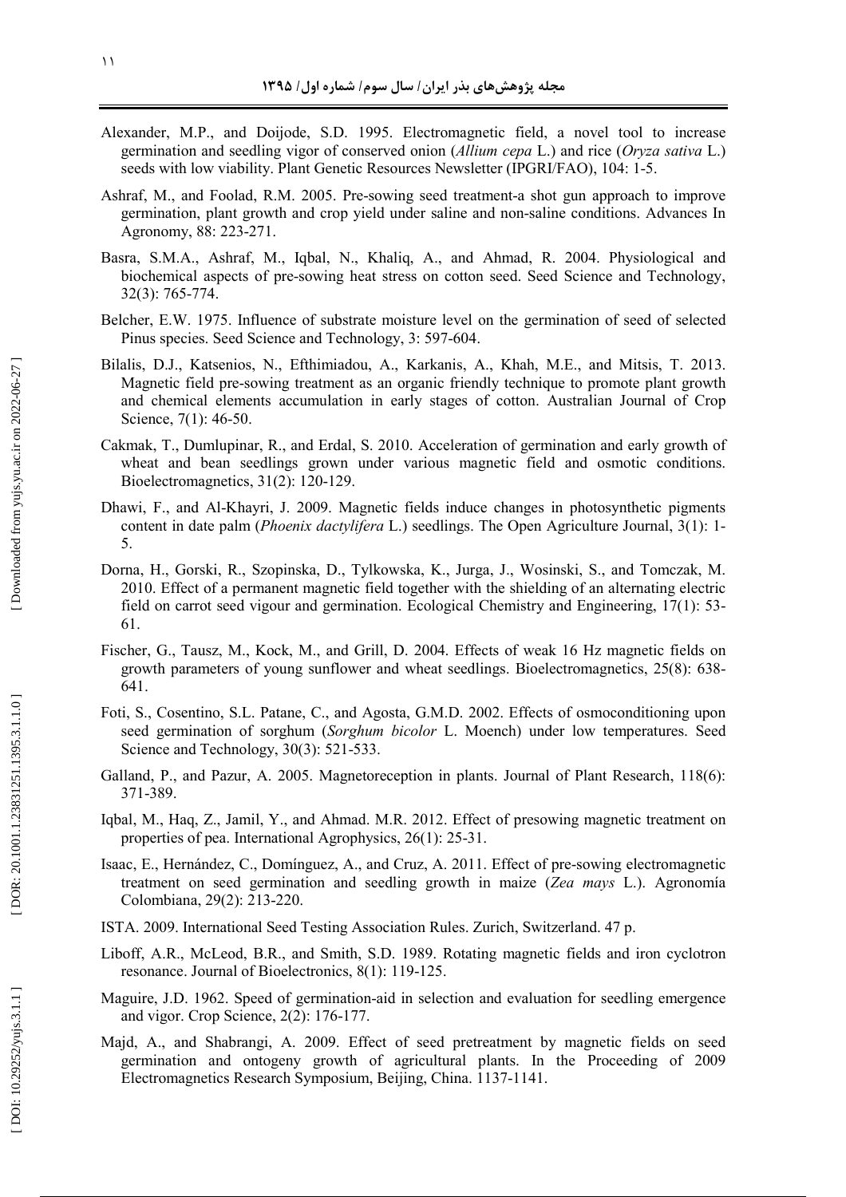Alexander, M.P., and Doijode, S.D. 1995. Electromagnetic field, a novel tool to increase germination and seedling vigor of conserved onion (*Allium cepa* L.) and rice (*Oryza sativa* L.) seeds with low viability. Plant Genetic Resources Newsletter (IPGRI/FAO), 104: 1-5.

Ashraf, M., and Foolad, R.M. 2005. Pre-sowing seed treatment-a shot gun approach to improve germination, plant growth and crop yield under saline and non-saline conditions. Advances In Agronomy, 88: 223-271.

Basra, S.M.A., Ashraf, M., Iqbal, N., Khaliq, A., and Ahmad, R. 2004. Physiological and biochemical aspects of pre-sowing heat stress on cotton seed. Seed Science and Technology, 32(3): 765-774.

Belcher, E.W. 1975. Influence of substrate moisture level on the germination of seed of selected Pinus species. Seed Science and Technology, 3: 597-604.

Bilalis, D.J., Katsenios, N., Efthimiadou, A., Karkanis, A., Khah, M.E., and Mitsis, T. 2013. Magnetic field pre-sowing treatment as an organic friendly technique to promote plant growth and chemical elements accumulation in early stages of cotton. Australian Journal of Crop Science, 7(1): 46-50.

Cakmak, T., Dumlupinar, R., and Erdal, S. 2010. Acceleration of germination and early growth of wheat and bean seedlings grown under various magnetic field and osmotic conditions. Bioelectromagnetics, 31(2): 120-129.

Dhawi, F., and Al-Khayri, J. 2009. Magnetic fields induce changes in photosynthetic pigments content in date palm (*Phoenix dactylifera* L.) seedlings. The Open Agriculture Journal, 3(1): 1-5.

Dorna, H., Gorski, R., Szopinska, D., Tylkowska, K., Jurga, J., Wosinski, S., and Tomczak, M. 2010. Effect of a permanent magnetic field together with the shielding of an alternating electric field on carrot seed vigour and germination. Ecological Chemistry and Engineering, 17(1): 53-61.

Fischer, G., Tausz, M., Kock, M., and Grill, D. 2004. Effects of weak 16 Hz magnetic fields on growth parameters of young sunflower and wheat seedlings. Bioelectromagnetics, 25(8): 638-641.

Foti, S., Cosentino, S.L. Patane, C., and Agosta, G.M.D. 2002. Effects of osmoconditioning upon seed germination of sorghum (*Sorghum bicolor* L. Moench) under low temperatures. Seed Science and Technology, 30(3): 521-533.

Galland, P., and Pazur, A. 2005. Magnetoreception in plants. Journal of Plant Research, 118(6): 371-389.

Iqbal, M., Haq, Z., Jamil, Y., and Ahmad. M.R. 2012. Effect of presowing magnetic treatment on properties of pea. International Agrophysics, 26(1): 25-31.

Isaac, E., Hernández, C., Domínguez, A., and Cruz, A. 2011. Effect of pre-sowing electromagnetic treatment on seed germination and seedling growth in maize (*Zea mays* L.). Agronomía Colombiana, 29(2): 213-220.

ISTA. 2009. International Seed Testing Association Rules. Zurich, Switzerland. 47 p.

Liboff, A.R., McLeod, B.R., and Smith, S.D. 1989. Rotating magnetic fields and iron cyclotron resonance. Journal of Bioelectronics, 8(1): 119-125.

Maguire, J.D. 1962. Speed of germination-aid in selection and evaluation for seedling emergence and vigor. Crop Science, 2(2): 176-177.

Majd, A., and Shabrangi, A. 2009. Effect of seed pretreatment by magnetic fields on seed germination and ontogeny growth of agricultural plants. In the Proceeding of 2009 Electromagnetics Research Symposium, Beijing, China. 1137-1141.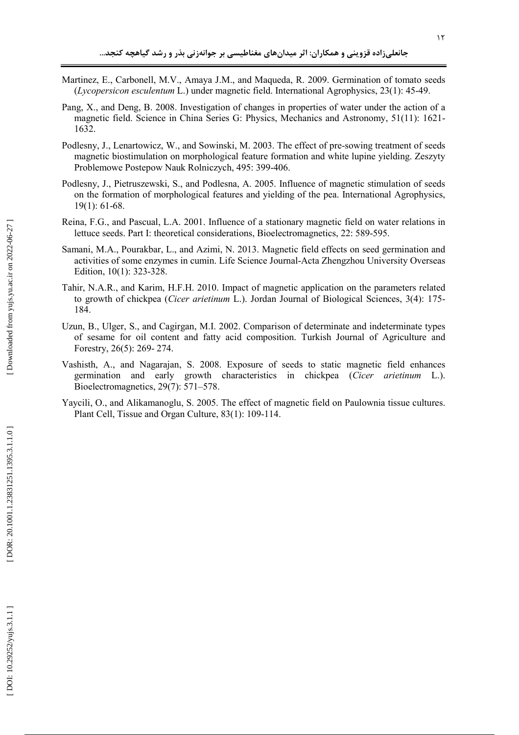Martinez, E., Carbonell, M.V., Amaya J.M., and Maqueda, R. 2009. Germination of tomato seeds (*Lycopersicon esculentum* L.) under magnetic field. International Agrophysics, 23(1): 45-49.

Pang, X., and Deng, B. 2008. Investigation of changes in properties of water under the action of a magnetic field. Science in China Series G: Physics, Mechanics and Astronomy, 51(11): 1621-1632.

Podlesny, J., Lenartowicz, W., and Sowinski, M. 2003. The effect of pre-sowing treatment of seeds magnetic biostimulation on morphological feature formation and white lupine yielding. Zeszyty Problemowe Postepow Nauk Rolniczych, 495: 399-406.

Podlesny, J., Pietruszewski, S., and Podlesna, A. 2005. Influence of magnetic stimulation of seeds on the formation of morphological features and yielding of the pea. International Agrophysics, 19(1): 61-68.

Reina, F.G., and Pascual, L.A. 2001. Influence of a stationary magnetic field on water relations in lettuce seeds. Part I: theoretical considerations, Bioelectromagnetics, 22: 589-595.

Samani, M.A., Pourakbar, L., and Azimi, N. 2013. Magnetic field effects on seed germination and activities of some enzymes in cumin. Life Science Journal-Acta Zhengzhou University Overseas Edition, 10(1): 323-328.

Tahir, N.A.R., and Karim, H.F.H. 2010. Impact of magnetic application on the parameters related to growth of chickpea (*Cicer arietinum* L.). Jordan Journal of Biological Sciences, 3(4): 175-184.

Uzun, B., Ulger, S., and Cagirgan, M.I. 2002. Comparison of determinate and indeterminate types of sesame for oil content and fatty acid composition. Turkish Journal of Agriculture and Forestry, 26(5): 269- 274.

Vashisth, A., and Nagarajan, S. 2008. Exposure of seeds to static magnetic field enhances germination and early growth characteristics in chickpea (*Cicer arietinum* L.). Bioelectromagnetics, 29(7): 571–578.

Yaycili, O., and Alikamanoglu, S. 2005. The effect of magnetic field on Paulownia tissue cultures. Plant Cell, Tissue and Organ Culture, 83(1): 109-114.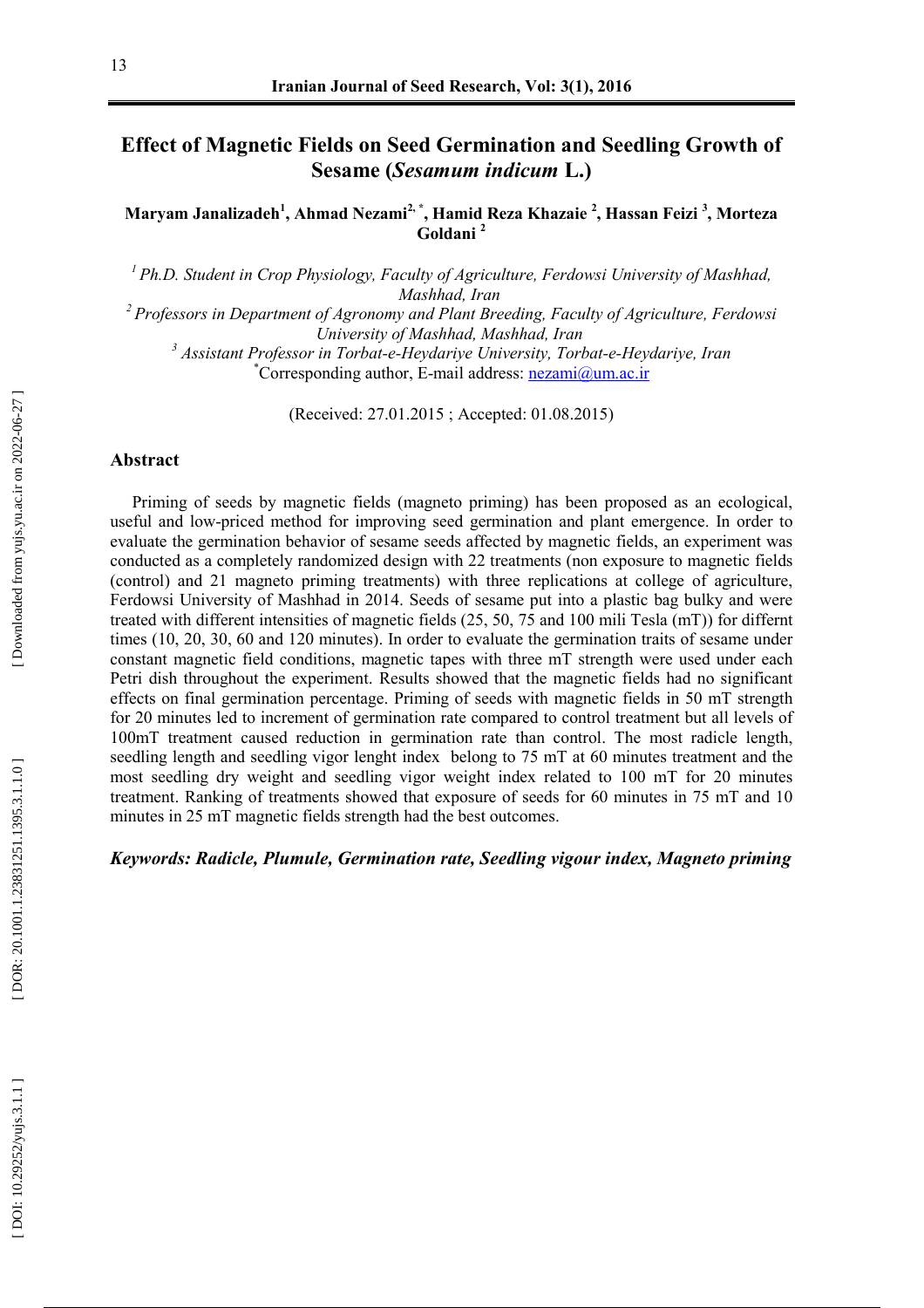# Effect of Magnetic Fields on Seed Germination and Seedling Growth of Sesame (*Sesamum indicum* L.)

**Maryam Janalizadeh[1], Ahmad Nezami[2,*], Hamid Reza Khazaie [2], Hassan Feizi [3], Morteza Goldani [2]**

*[1] Ph.D. Student in Crop Physiology, Faculty of Agriculture, Ferdowsi University of Mashhad, Mashhad, Iran*
*[2] Professors in Department of Agronomy and Plant Breeding, Faculty of Agriculture, Ferdowsi University of Mashhad, Mashhad, Iran*
*[3] Assistant Professor in Torbat-e-Heydariye University, Torbat-e-Heydariye, Iran*
[*]Corresponding author, E-mail address: nezami@um.ac.ir

(Received: 27.01.2015 ; Accepted: 01.08.2015)

## Abstract

Priming of seeds by magnetic fields (magneto priming) has been proposed as an ecological, useful and low-priced method for improving seed germination and plant emergence. In order to evaluate the germination behavior of sesame seeds affected by magnetic fields, an experiment was conducted as a completely randomized design with 22 treatments (non exposure to magnetic fields (control) and 21 magneto priming treatments) with three replications at college of agriculture, Ferdowsi University of Mashhad in 2014. Seeds of sesame put into a plastic bag bulky and were treated with different intensities of magnetic fields (25, 50, 75 and 100 mili Tesla (mT)) for differnt times (10, 20, 30, 60 and 120 minutes). In order to evaluate the germination traits of sesame under constant magnetic field conditions, magnetic tapes with three mT strength were used under each Petri dish throughout the experiment. Results showed that the magnetic fields had no significant effects on final germination percentage. Priming of seeds with magnetic fields in 50 mT strength for 20 minutes led to increment of germination rate compared to control treatment but all levels of 100mT treatment caused reduction in germination rate than control. The most radicle length, seedling length and seedling vigor lenght index belong to 75 mT at 60 minutes treatment and the most seedling dry weight and seedling vigor weight index related to 100 mT for 20 minutes treatment. Ranking of treatments showed that exposure of seeds for 60 minutes in 75 mT and 10 minutes in 25 mT magnetic fields strength had the best outcomes.

***Keywords: Radicle, Plumule, Germination rate, Seedling vigour index, Magneto priming***